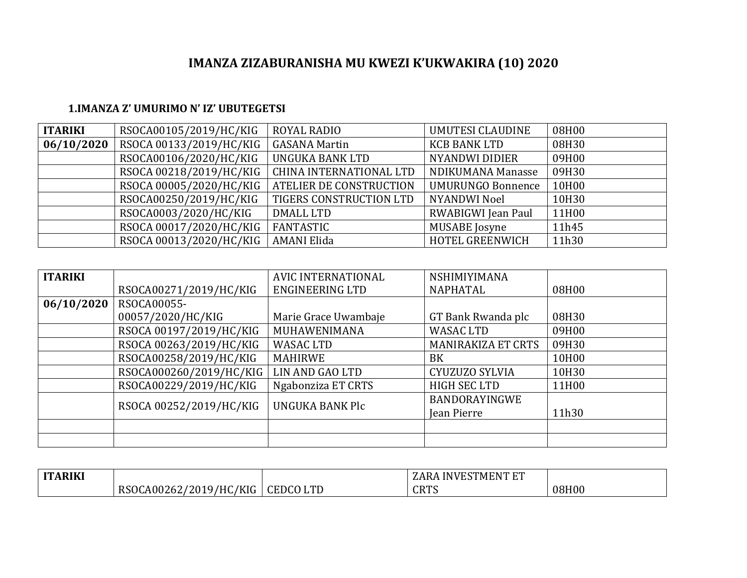# IMANZA ZIZABURANISHA MU KWEZI K'UKWAKIRA (10) 2020

## 1.IMANZA Z' UMURIMO N' IZ' UBUTEGETSI

| ITARIKI | RSOCA00105/2019/HC/KIG | ROYAL RADIO | UMUTESI CLAUDINE | 08H00 |
|---|---|---|---|---|
| **06/10/2020** | RSOCA 00133/2019/HC/KIG | GASANA Martin | KCB BANK LTD | 08H30 |
| | RSOCA00106/2020/HC/KIG | UNGUKA BANK LTD | NYANDWI DIDIER | 09H00 |
| | RSOCA 00218/2019/HC/KIG | CHINA INTERNATIONAL LTD | NDIKUMANA Manasse | 09H30 |
| | RSOCA 00005/2020/HC/KIG | ATELIER DE CONSTRUCTION | UMURUNGO Bonnence | 10H00 |
| | RSOCA00250/2019/HC/KIG | TIGERS CONSTRUCTION LTD | NYANDWI Noel | 10H30 |
| | RSOCA0003/2020/HC/KIG | DMALL LTD | RWABIGWI Jean Paul | 11H00 |
| | RSOCA 00017/2020/HC/KIG | FANTASTIC | MUSABE Josyne | 11h45 |
| | RSOCA 00013/2020/HC/KIG | AMANI Elida | HOTEL GREENWICH | 11h30 |

| ITARIKI | RSOCA00271/2019/HC/KIG | AVIC INTERNATIONAL ENGINEERING LTD | NSHIMIYIMANA NAPHATAL | 08H00 |
|---|---|---|---|---|
| **06/10/2020** | RSOCA00055-00057/2020/HC/KIG | Marie Grace Uwambaje | GT Bank Rwanda plc | 08H30 |
| | RSOCA 00197/2019/HC/KIG | MUHAWENIMANA | WASAC LTD | 09H00 |
| | RSOCA 00263/2019/HC/KIG | WASAC LTD | MANIRAKIZA ET CRTS | 09H30 |
| | RSOCA00258/2019/HC/KIG | MAHIRWE | BK | 10H00 |
| | RSOCA000260/2019/HC/KIG | LIN AND GAO LTD | CYUZUZO SYLVIA | 10H30 |
| | RSOCA00229/2019/HC/KIG | Ngabonziza ET CRTS | HIGH SEC LTD | 11H00 |
| | RSOCA 00252/2019/HC/KIG | UNGUKA BANK Plc | BANDORAYINGWE Jean Pierre | 11h30 |
| | | | | |
| | | | | |

| ITARIKI | RSOCA00262/2019/HC/KIG | CEDCO LTD | ZARA INVESTMENT ET CRTS | 08H00 |
|---|---|---|---|---|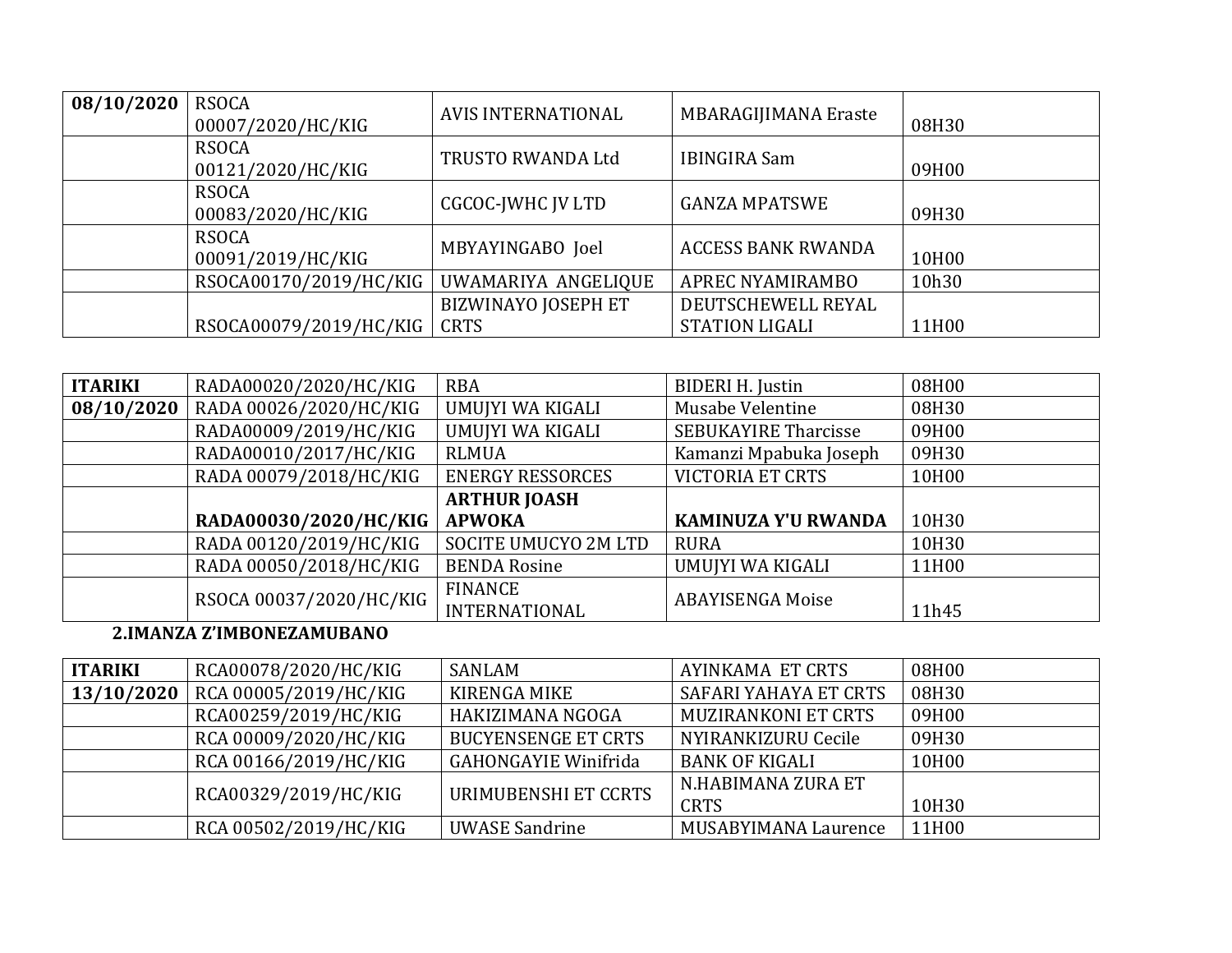| 08/10/2020 | RSOCA 00007/2020/HC/KIG | AVIS INTERNATIONAL | MBARAGIJIMANA Eraste | 08H30 |
|---|---|---|---|---|
| | RSOCA 00121/2020/HC/KIG | TRUSTO RWANDA Ltd | IBINGIRA Sam | 09H00 |
| | RSOCA 00083/2020/HC/KIG | CGCOC-JWHC JV LTD | GANZA MPATSWE | 09H30 |
| | RSOCA 00091/2019/HC/KIG | MBYAYINGABO Joel | ACCESS BANK RWANDA | 10H00 |
| | RSOCA00170/2019/HC/KIG | UWAMARIYA ANGELIQUE | APREC NYAMIRAMBO | 10h30 |
| | RSOCA00079/2019/HC/KIG | BIZWINAYO JOSEPH ET CRTS | DEUTSCHEWELL REYAL STATION LIGALI | 11H00 |

| ITARIKI | RADA00020/2020/HC/KIG | RBA | BIDERI H. Justin | 08H00 |
|---|---|---|---|---|
| 08/10/2020 | RADA 00026/2020/HC/KIG | UMUJYI WA KIGALI | Musabe Velentine | 08H30 |
| | RADA00009/2019/HC/KIG | UMUJYI WA KIGALI | SEBUKAYIRE Tharcisse | 09H00 |
| | RADA00010/2017/HC/KIG | RLMUA | Kamanzi Mpabuka Joseph | 09H30 |
| | RADA 00079/2018/HC/KIG | ENERGY RESSORCES | VICTORIA ET CRTS | 10H00 |
| | **RADA00030/2020/HC/KIG** | **ARTHUR JOASH APWOKA** | **KAMINUZA Y'U RWANDA** | 10H30 |
| | RADA 00120/2019/HC/KIG | SOCITE UMUCYO 2M LTD | RURA | 10H30 |
| | RADA 00050/2018/HC/KIG | BENDA Rosine | UMUJYI WA KIGALI | 11H00 |
| | RSOCA 00037/2020/HC/KIG | FINANCE INTERNATIONAL | ABAYISENGA Moise | 11h45 |

**2.IMANZA Z'IMBONEZAMUBANO**

| ITARIKI | RCA00078/2020/HC/KIG | SANLAM | AYINKAMA ET CRTS | 08H00 |
|---|---|---|---|---|
| 13/10/2020 | RCA 00005/2019/HC/KIG | KIRENGA MIKE | SAFARI YAHAYA ET CRTS | 08H30 |
| | RCA00259/2019/HC/KIG | HAKIZIMANA NGOGA | MUZIRANKONI ET CRTS | 09H00 |
| | RCA 00009/2020/HC/KIG | BUCYENSENGE ET CRTS | NYIRANKIZURU Cecile | 09H30 |
| | RCA 00166/2019/HC/KIG | GAHONGAYIE Winifrida | BANK OF KIGALI | 10H00 |
| | RCA00329/2019/HC/KIG | URIMUBENSHI ET CCRTS | N.HABIMANA ZURA ET CRTS | 10H30 |
| | RCA 00502/2019/HC/KIG | UWASE Sandrine | MUSABYIMANA Laurence | 11H00 |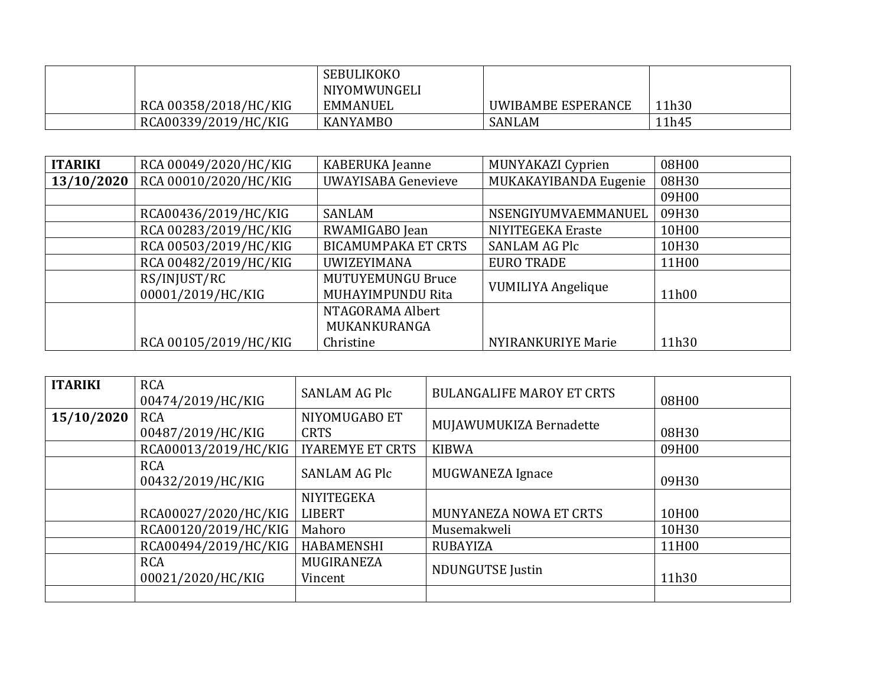| | | | | |
|---|---|---|---|---|
| | RCA 00358/2018/HC/KIG | SEBULIKOKO NIYOMWUNGELI EMMANUEL | UWIBAMBE ESPERANCE | 11h30 |
| | RCA00339/2019/HC/KIG | KANYAMBO | SANLAM | 11h45 |

| **ITARIKI** | RCA 00049/2020/HC/KIG | KABERUKA Jeanne | MUNYAKAZI Cyprien | 08H00 |
|---|---|---|---|---|
| **13/10/2020** | RCA 00010/2020/HC/KIG | UWAYISABA Genevieve | MUKAKAYIBANDA Eugenie | 08H30 |
| | | | | 09H00 |
| | RCA00436/2019/HC/KIG | SANLAM | NSENGIYUMVAEMMANUEL | 09H30 |
| | RCA 00283/2019/HC/KIG | RWAMIGABO Jean | NIYITEGEKA Eraste | 10H00 |
| | RCA 00503/2019/HC/KIG | BICAMUMPAKA ET CRTS | SANLAM AG Plc | 10H30 |
| | RCA 00482/2019/HC/KIG | UWIZEYIMANA | EURO TRADE | 11H00 |
| | RS/INJUST/RC 00001/2019/HC/KIG | MUTUYEMUNGU Bruce MUHAYIMPUNDU Rita | VUMILIYA Angelique | 11h00 |
| | RCA 00105/2019/HC/KIG | NTAGORAMA Albert MUKANKURANGA Christine | NYIRANKURIYE Marie | 11h30 |

| **ITARIKI** | RCA 00474/2019/HC/KIG | SANLAM AG Plc | BULANGALIFE MAROY ET CRTS | 08H00 |
|---|---|---|---|---|
| **15/10/2020** | RCA 00487/2019/HC/KIG | NIYOMUGABO ET CRTS | MUJAWUMUKIZA Bernadette | 08H30 |
| | RCA00013/2019/HC/KIG | IYAREMYE ET CRTS | KIBWA | 09H00 |
| | RCA 00432/2019/HC/KIG | SANLAM AG Plc | MUGWANEZA Ignace | 09H30 |
| | RCA00027/2020/HC/KIG | NIYITEGEKA LIBERT | MUNYANEZA NOWA ET CRTS | 10H00 |
| | RCA00120/2019/HC/KIG | Mahoro | Musemakweli | 10H30 |
| | RCA00494/2019/HC/KIG | HABAMENSHI | RUBAYIZA | 11H00 |
| | RCA 00021/2020/HC/KIG | MUGIRANEZA Vincent | NDUNGUTSE Justin | 11h30 |
| | | | | |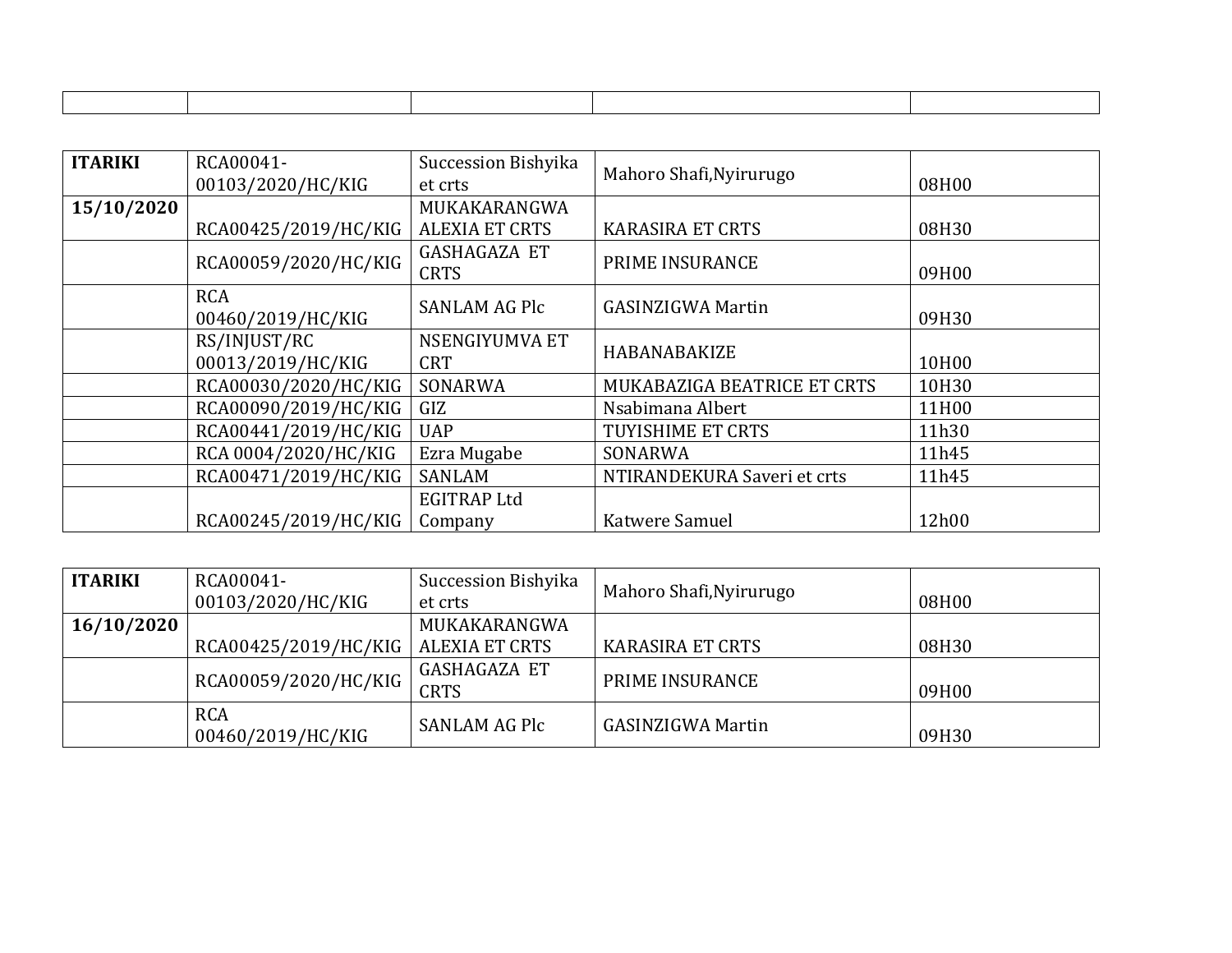| | | | | |
|---|---|---|---|---|
| | | | | |

| | | | | |
|---|---|---|---|---|
| **ITARIKI** | RCA00041-00103/2020/HC/KIG | Succession Bishyika et crts | Mahoro Shafi,Nyirurugo | 08H00 |
| **15/10/2020** | RCA00425/2019/HC/KIG | MUKAKARANGWA ALEXIA ET CRTS | KARASIRA ET CRTS | 08H30 |
| | RCA00059/2020/HC/KIG | GASHAGAZA ET CRTS | PRIME INSURANCE | 09H00 |
| | RCA 00460/2019/HC/KIG | SANLAM AG Plc | GASINZIGWA Martin | 09H30 |
| | RS/INJUST/RC 00013/2019/HC/KIG | NSENGIYUMVA ET CRT | HABANABAKIZE | 10H00 |
| | RCA00030/2020/HC/KIG | SONARWA | MUKABAZIGA BEATRICE ET CRTS | 10H30 |
| | RCA00090/2019/HC/KIG | GIZ | Nsabimana Albert | 11H00 |
| | RCA00441/2019/HC/KIG | UAP | TUYISHIME ET CRTS | 11h30 |
| | RCA 0004/2020/HC/KIG | Ezra Mugabe | SONARWA | 11h45 |
| | RCA00471/2019/HC/KIG | SANLAM | NTIRANDEKURA Saveri et crts | 11h45 |
| | RCA00245/2019/HC/KIG | EGITRAP Ltd Company | Katwere Samuel | 12h00 |

| | | | | |
|---|---|---|---|---|
| **ITARIKI** | RCA00041-00103/2020/HC/KIG | Succession Bishyika et crts | Mahoro Shafi,Nyirurugo | 08H00 |
| **16/10/2020** | RCA00425/2019/HC/KIG | MUKAKARANGWA ALEXIA ET CRTS | KARASIRA ET CRTS | 08H30 |
| | RCA00059/2020/HC/KIG | GASHAGAZA ET CRTS | PRIME INSURANCE | 09H00 |
| | RCA 00460/2019/HC/KIG | SANLAM AG Plc | GASINZIGWA Martin | 09H30 |